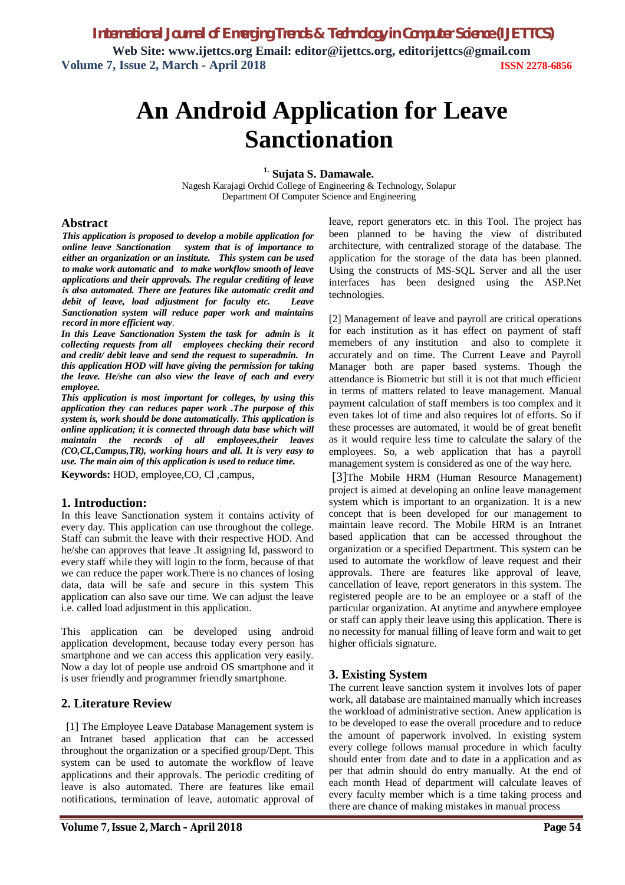# An Android Application for Leave Sanctionation

**[1.] Sujata S. Damawale.**

Nagesh Karajagi Orchid College of Engineering & Technology, Solapur
Department Of Computer Science and Engineering

## Abstract

***This application is proposed to develop a mobile application for online leave Sanctionation system that is of importance to either an organization or an institute. This system can be used to make work automatic and to make workflow smooth of leave applications and their approvals. The regular crediting of leave is also automated. There are features like automatic credit and debit of leave, load adjustment for faculty etc. Leave Sanctionation system will reduce paper work and maintains record in more efficient way.***

***In this Leave Sanctionation System the task for admin is it collecting requests from all employees checking their record and credit/ debit leave and send the request to superadmin. In this application HOD will have giving the permission for taking the leave. He/she can also view the leave of each and every employee.***

***This application is most important for colleges, by using this application they can reduces paper work .The purpose of this system is, work should be done automatically. This application is online application; it is connected through data base which will maintain the records of all employees,their leaves (CO,CL,Campus,TR), working hours and all. It is very easy to use. The main aim of this application is used to reduce time.***

**Keywords:** HOD, employee,CO, Cl ,campus,

## 1. Introduction:

In this leave Sanctionation system it contains activity of every day. This application can use throughout the college. Staff can submit the leave with their respective HOD. And he/she can approves that leave .It assigning Id, password to every staff while they will login to the form, because of that we can reduce the paper work.There is no chances of losing data, data will be safe and secure in this system This application can also save our time. We can adjust the leave i.e. called load adjustment in this application.

This application can be developed using android application development, because today every person has smartphone and we can access this application very easily. Now a day lot of people use android OS smartphone and it is user friendly and programmer friendly smartphone.

## 2. Literature Review

[1] The Employee Leave Database Management system is an Intranet based application that can be accessed throughout the organization or a specified group/Dept. This system can be used to automate the workflow of leave applications and their approvals. The periodic crediting of leave is also automated. There are features like email notifications, termination of leave, automatic approval of leave, report generators etc. in this Tool. The project has been planned to be having the view of distributed architecture, with centralized storage of the database. The application for the storage of the data has been planned. Using the constructs of MS-SQL Server and all the user interfaces has been designed using the ASP.Net technologies.

[2] Management of leave and payroll are critical operations for each institution as it has effect on payment of staff memebers of any institution and also to complete it accurately and on time. The Current Leave and Payroll Manager both are paper based systems. Though the attendance is Biometric but still it is not that much efficient in terms of matters related to leave management. Manual payment calculation of staff members is too complex and it even takes lot of time and also requires lot of efforts. So if these processes are automated, it would be of great benefit as it would require less time to calculate the salary of the employees. So, a web application that has a payroll management system is considered as one of the way here.

[3]The Mobile HRM (Human Resource Management) project is aimed at developing an online leave management system which is important to an organization. It is a new concept that is been developed for our management to maintain leave record. The Mobile HRM is an Intranet based application that can be accessed throughout the organization or a specified Department. This system can be used to automate the workflow of leave request and their approvals. There are features like approval of leave, cancellation of leave, report generators in this system. The registered people are to be an employee or a staff of the particular organization. At anytime and anywhere employee or staff can apply their leave using this application. There is no necessity for manual filling of leave form and wait to get higher officials signature.

## 3. Existing System

The current leave sanction system it involves lots of paper work, all database are maintained manually which increases the workload of administrative section. Anew application is to be developed to ease the overall procedure and to reduce the amount of paperwork involved. In existing system every college follows manual procedure in which faculty should enter from date and to date in a application and as per that admin should do entry manually. At the end of each month Head of department will calculate leaves of every faculty member which is a time taking process and there are chance of making mistakes in manual process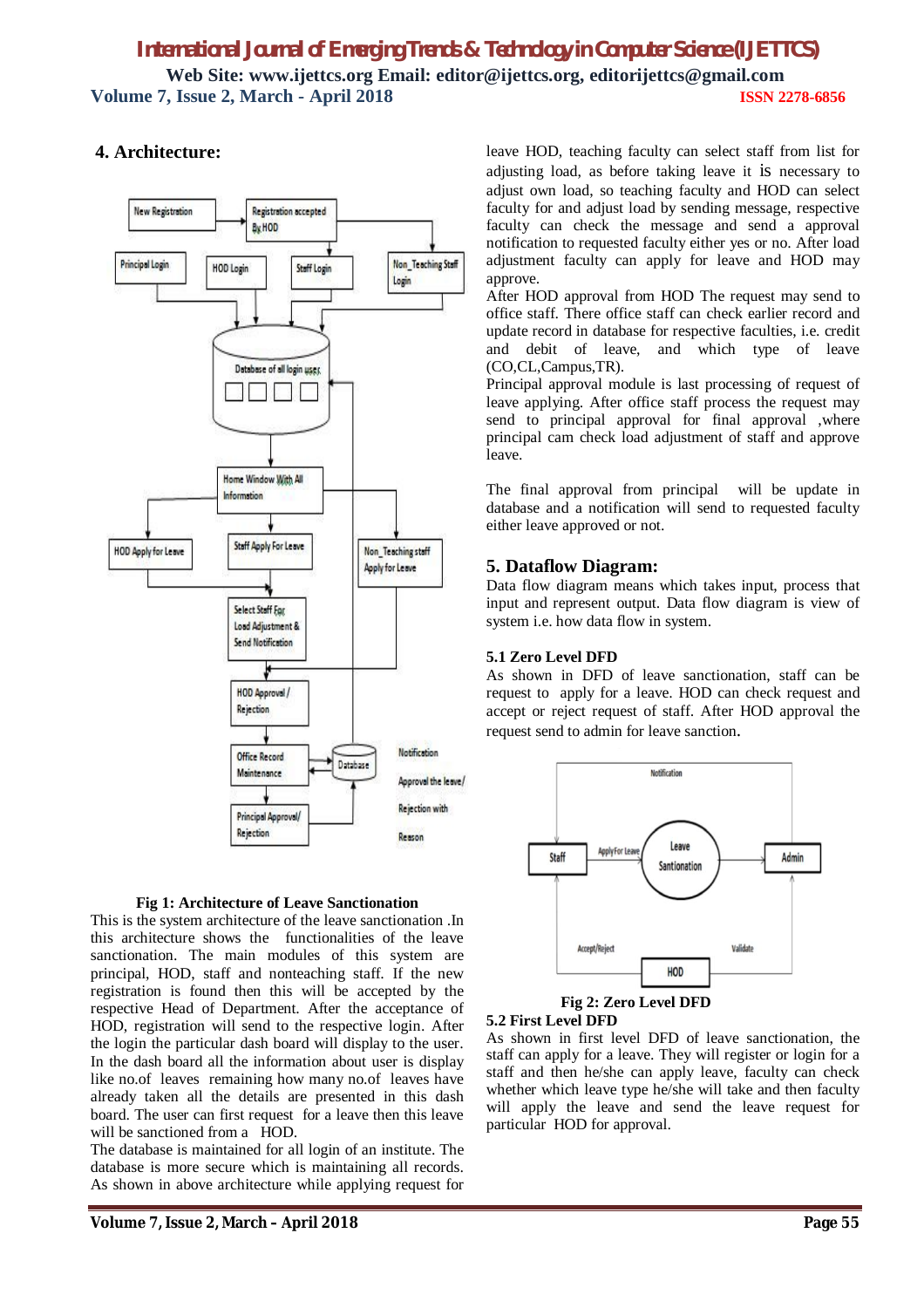## 4. Architecture:

Fig 1: Architecture of Leave Sanctionation

This is the system architecture of the leave sanctionation .In this architecture shows the functionalities of the leave sanctionation. The main modules of this system are principal, HOD, staff and nonteaching staff. If the new registration is found then this will be accepted by the respective Head of Department. After the acceptance of HOD, registration will send to the respective login. After the login the particular dash board will display to the user. In the dash board all the information about user is display like no.of leaves remaining how many no.of leaves have already taken all the details are presented in this dash board. The user can first request for a leave then this leave will be sanctioned from a HOD.

The database is maintained for all login of an institute. The database is more secure which is maintaining all records. As shown in above architecture while applying request for leave HOD, teaching faculty can select staff from list for adjusting load, as before taking leave it is necessary to adjust own load, so teaching faculty and HOD can select faculty for and adjust load by sending message, respective faculty can check the message and send a approval notification to requested faculty either yes or no. After load adjustment faculty can apply for leave and HOD may approve.

After HOD approval from HOD The request may send to office staff. There office staff can check earlier record and update record in database for respective faculties, i.e. credit and debit of leave, and which type of leave (CO,CL,Campus,TR).

Principal approval module is last processing of request of leave applying. After office staff process the request may send to principal approval for final approval ,where principal cam check load adjustment of staff and approve leave.

The final approval from principal will be update in database and a notification will send to requested faculty either leave approved or not.

## 5. Dataflow Diagram:

Data flow diagram means which takes input, process that input and represent output. Data flow diagram is view of system i.e. how data flow in system.

### 5.1 Zero Level DFD

As shown in DFD of leave sanctionation, staff can be request to apply for a leave. HOD can check request and accept or reject request of staff. After HOD approval the request send to admin for leave sanction.

Fig 2: Zero Level DFD

### 5.2 First Level DFD

As shown in first level DFD of leave sanctionation, the staff can apply for a leave. They will register or login for a staff and then he/she can apply leave, faculty can check whether which leave type he/she will take and then faculty will apply the leave and send the leave request for particular HOD for approval.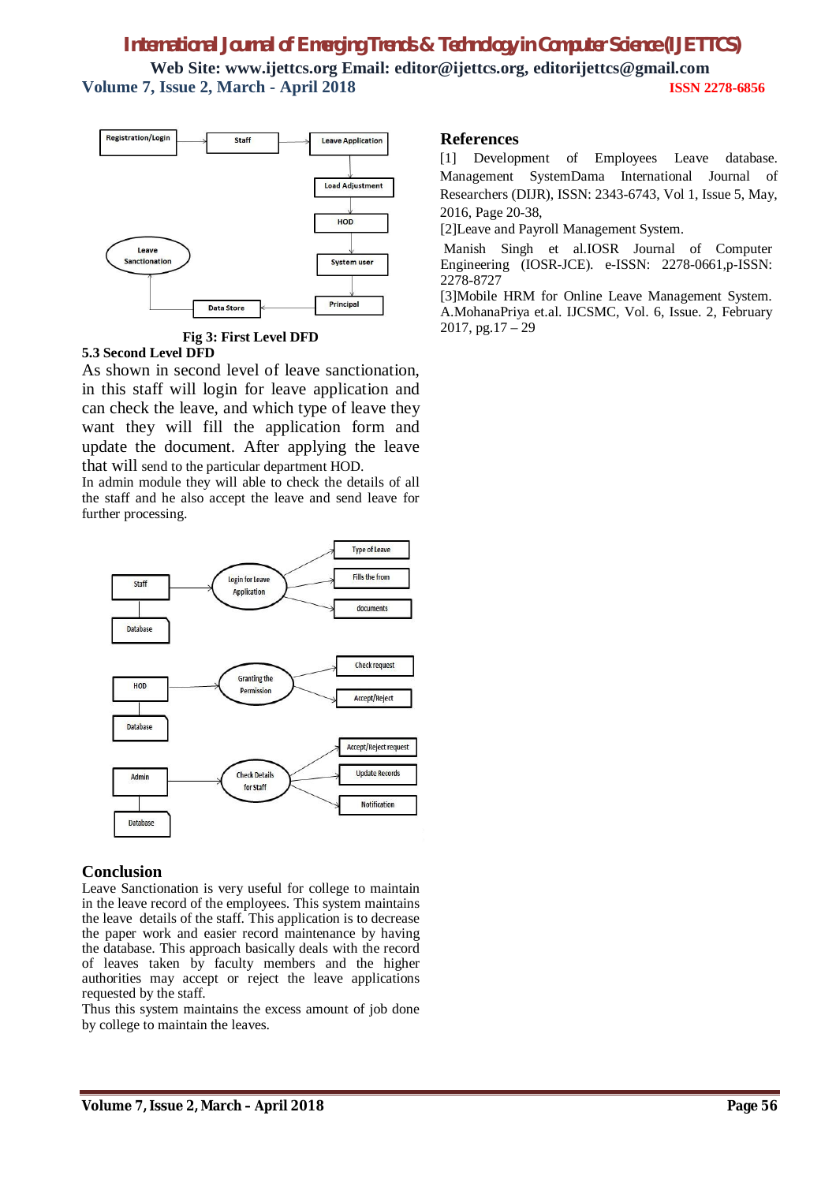Registration/Login

Staff

Leave Application

Load Adjustment

HOD

System user

Principal

Data Store

Leave Sanctionation

**Fig 3: First Level DFD**

### 5.3 Second Level DFD

As shown in second level of leave sanctionation, in this staff will login for leave application and can check the leave, and which type of leave they want they will fill the application form and update the document. After applying the leave that will send to the particular department HOD.

In admin module they will able to check the details of all the staff and he also accept the leave and send leave for further processing.

Staff

Database

Login for Leave Application

Type of Leave

Fills the from

documents

HOD

Database

Granting the Permission

Check request

Accept/Reject

Admin

Database

Check Details for Staff

Accept/Reject request

Update Records

Notification

## Conclusion

Leave Sanctionation is very useful for college to maintain in the leave record of the employees. This system maintains the leave details of the staff. This application is to decrease the paper work and easier record maintenance by having the database. This approach basically deals with the record of leaves taken by faculty members and the higher authorities may accept or reject the leave applications requested by the staff.

Thus this system maintains the excess amount of job done by college to maintain the leaves.

## References

[1] Development of Employees Leave database. Management SystemDama International Journal of Researchers (DIJR), ISSN: 2343-6743, Vol 1, Issue 5, May, 2016, Page 20-38,

[2]Leave and Payroll Management System. Manish Singh et al.IOSR Journal of Computer Engineering (IOSR-JCE). e-ISSN: 2278-0661,p-ISSN: 2278-8727

[3]Mobile HRM for Online Leave Management System. A.MohanaPriya et.al. IJCSMC, Vol. 6, Issue. 2, February 2017, pg.17 – 29